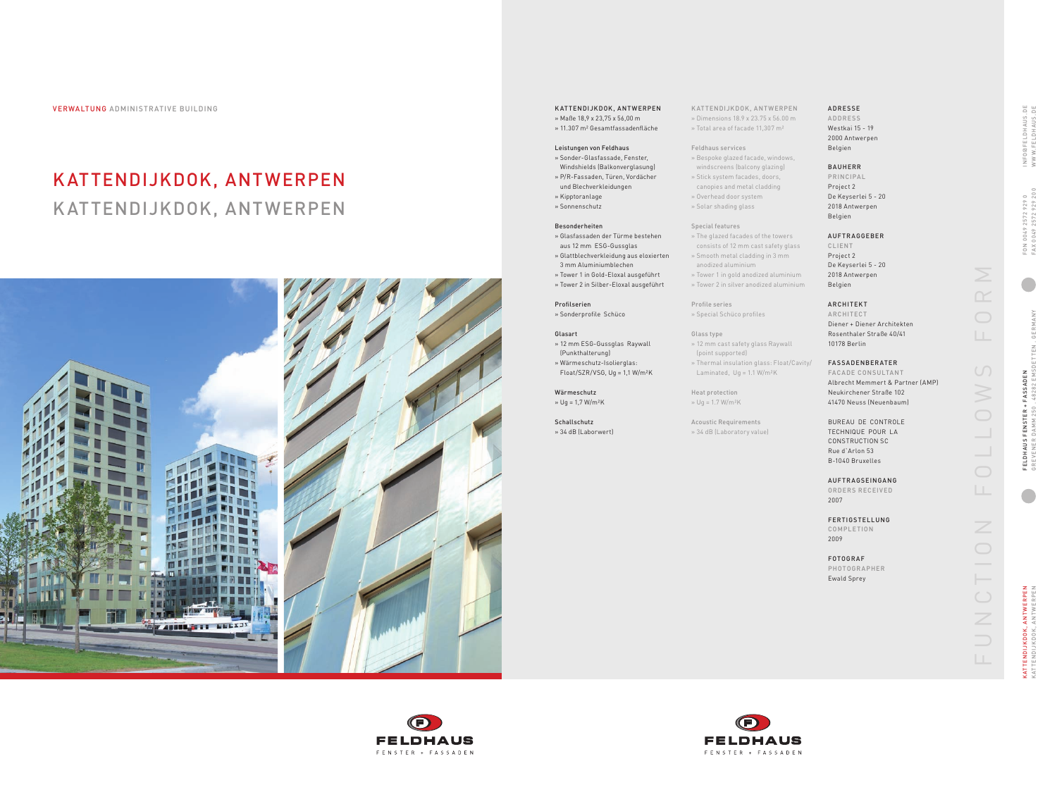VERWALTUNG ADMINISTRATIVE BUILDING

# KATTENDIJKDOK, ANTWERPEN
## KATTENDIJKDOK, ANTWERPEN

**KATTENDIJKDOK, ANTWERPEN**

» Maße 18,9 x 23,75 x 56,00 m
» 11.307 m² Gesamtfassadenfläche

**Leistungen von Feldhaus**

» Sonder-Glasfassade, Fenster, Windshields (Balkonverglasung)
» P/R-Fassaden, Türen, Vordächer und Blechverkleidungen
» Kipptoranlage
» Sonnenschutz

**Besonderheiten**

» Glasfassaden der Türme bestehen aus 12 mm ESG-Gussglas
» Glattblechverkleidung aus eloxierten 3 mm Aluminiumblechen
» Tower 1 in Gold-Eloxal ausgeführt
» Tower 2 in Silber-Eloxal ausgeführt

**Profilserien**

» Sonderprofile Schüco

**Glasart**

» 12 mm ESG-Gussglas Raywall (Punkthalterung)
» Wärmeschutz-Isolierglas: Float/SZR/VSG, Ug = 1,1 W/m²K

**Wärmeschutz**

» Ug = 1,7 W/m²K

**Schallschutz**

» 34 dB (Laborwert)

**KATTENDIJKDOK, ANTWERPEN**

» Dimensions 18.9 x 23.75 x 56.00 m
» Total area of facade 11,307 m²

**Feldhaus services**

» Bespoke glazed facade, windows, windscreens (balcony glazing)
» Stick system facades, doors, canopies and metal cladding
» Overhead door system
» Solar shading glass

**Special features**

» The glazed facades of the towers consists of 12 mm cast safety glass
» Smooth metal cladding in 3 mm anodized aluminium
» Tower 1 in gold anodized aluminium
» Tower 2 in silver anodized aluminium

**Profile series**

» Special Schüco profiles

**Glass type**

» 12 mm cast safety glass Raywall (point supported)
» Thermal insulation glass: Float/Cavity/ Laminated, Ug = 1.1 W/m²K

**Heat protection**

» Ug = 1.7 W/m²K

**Acoustic Requirements**

» 34 dB (Laboratory value)

**ADRESSE**
ADDRESS
Westkai 15 - 19
2000 Antwerpen
Belgien

**BAUHERR**
PRINCIPAL
Project 2
De Keyserlei 5 - 20
2018 Antwerpen
Belgien

**AUFTRAGGEBER**
CLIENT
Project 2
De Keyserlei 5 - 20
2018 Antwerpen
Belgien

**ARCHITEKT**
ARCHITECT
Diener + Diener Architekten
Rosenthaler Straße 40/41
10178 Berlin

**FASSADENBERATER**
FACADE CONSULTANT
Albrecht Memmert & Partner (AMP)
Neukirchener Straße 102
41470 Neuss (Neuenbaum)

BUREAU DE CONTROLE TECHNIQUE POUR LA CONSTRUCTION SC
Rue d'Arlon 53
B-1040 Bruxelles

**AUFTRAGSEINGANG**
ORDERS RECEIVED
2007

**FERTIGSTELLUNG**
COMPLETION
2009

**FOTOGRAF**
PHOTOGRAPHER
Ewald Sprey

FUNCTION FOLLOWS FORM

FELDHAUS FENSTER + FASSADEN
GREVENER DAMM 250 48282 EMSDETTEN GERMANY

FON 0049 2572 929 0
FAX 0049 2572 929 200

INFO@FELDHAUS.DE
WWW.FELDHAUS.DE

FELDHAUS FENSTER + FASSADEN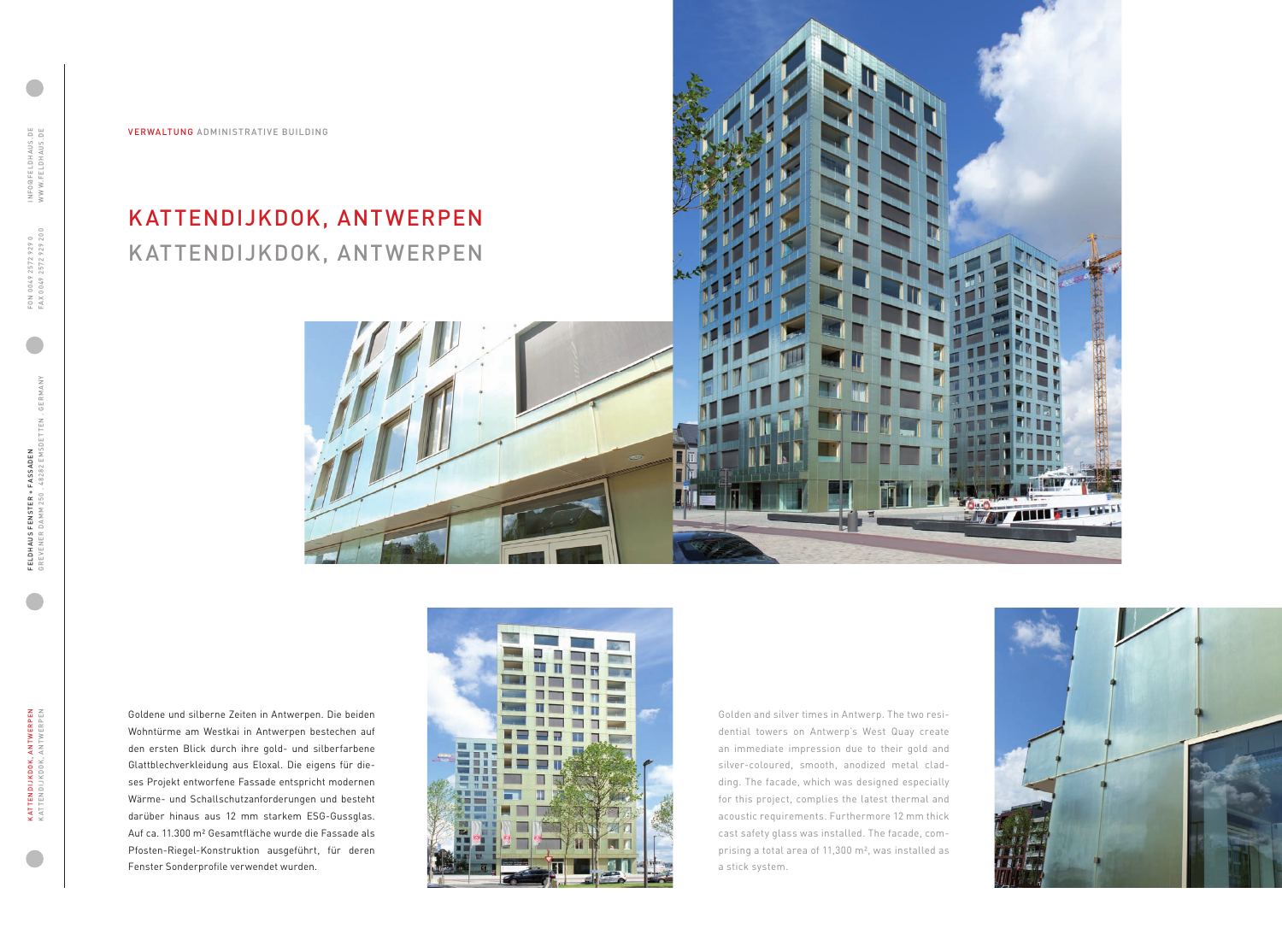VERWALTUNG ADMINISTRATIVE BUILDING

# KATTENDIJKDOK, ANTWERPEN

## KATTENDIJKDOK, ANTWERPEN

Goldene und silberne Zeiten in Antwerpen. Die beiden Wohntürme am Westkai in Antwerpen bestechen auf den ersten Blick durch ihre gold- und silberfarbene Glattblechverkleidung aus Eloxal. Die eigens für dieses Projekt entworfene Fassade entspricht modernen Wärme- und Schallschutzanforderungen und besteht darüber hinaus aus 12 mm starkem ESG-Gussglas. Auf ca. 11.300 m² Gesamtfläche wurde die Fassade als Pfosten-Riegel-Konstruktion ausgeführt, für deren Fenster Sonderprofile verwendet wurden.

Golden and silver times in Antwerp. The two residential towers on Antwerp's West Quay create an immediate impression due to their gold and silver-coloured, smooth, anodized metal cladding. The facade, which was designed especially for this project, complies the latest thermal and acoustic requirements. Furthermore 12 mm thick cast safety glass was installed. The facade, comprising a total area of 11,300 m², was installed as a stick system.